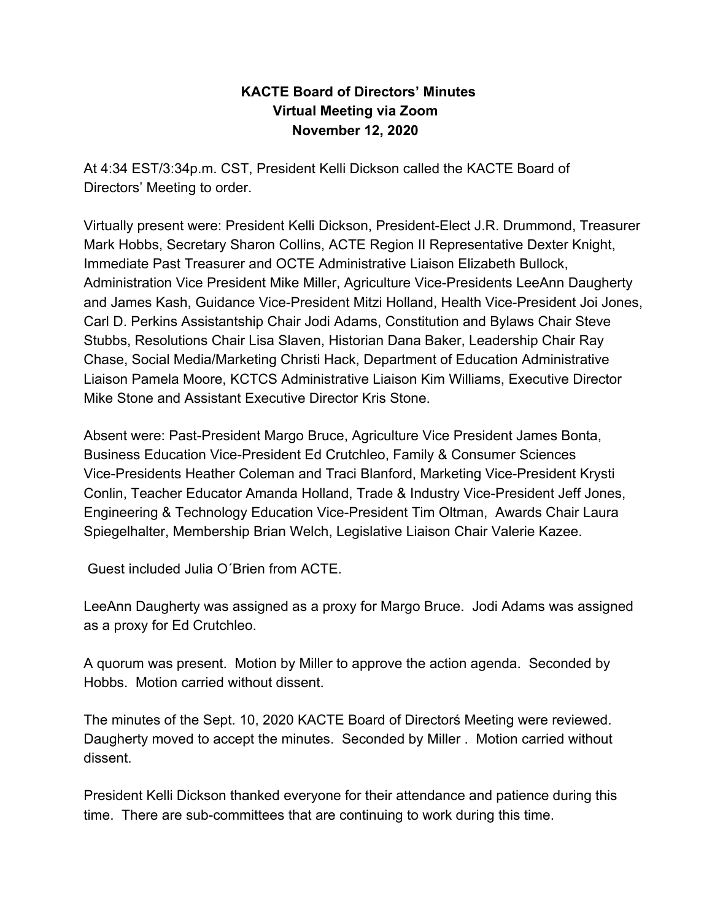**KACTE Board of Directors' Minutes**
**Virtual Meeting via Zoom**
**November 12, 2020**

At 4:34 EST/3:34p.m. CST, President Kelli Dickson called the KACTE Board of Directors' Meeting to order.

Virtually present were: President Kelli Dickson, President-Elect J.R. Drummond, Treasurer Mark Hobbs, Secretary Sharon Collins, ACTE Region II Representative Dexter Knight, Immediate Past Treasurer and OCTE Administrative Liaison Elizabeth Bullock, Administration Vice President Mike Miller, Agriculture Vice-Presidents LeeAnn Daugherty and James Kash, Guidance Vice-President Mitzi Holland, Health Vice-President Joi Jones, Carl D. Perkins Assistantship Chair Jodi Adams, Constitution and Bylaws Chair Steve Stubbs, Resolutions Chair Lisa Slaven, Historian Dana Baker, Leadership Chair Ray Chase, Social Media/Marketing Christi Hack, Department of Education Administrative Liaison Pamela Moore, KCTCS Administrative Liaison Kim Williams, Executive Director Mike Stone and Assistant Executive Director Kris Stone.

Absent were: Past-President Margo Bruce, Agriculture Vice President James Bonta, Business Education Vice-President Ed Crutchleo, Family & Consumer Sciences Vice-Presidents Heather Coleman and Traci Blanford, Marketing Vice-President Krysti Conlin, Teacher Educator Amanda Holland, Trade & Industry Vice-President Jeff Jones, Engineering & Technology Education Vice-President Tim Oltman, Awards Chair Laura Spiegelhalter, Membership Brian Welch, Legislative Liaison Chair Valerie Kazee.

Guest included Julia O´Brien from ACTE.

LeeAnn Daugherty was assigned as a proxy for Margo Bruce. Jodi Adams was assigned as a proxy for Ed Crutchleo.

A quorum was present. Motion by Miller to approve the action agenda. Seconded by Hobbs. Motion carried without dissent.

The minutes of the Sept. 10, 2020 KACTE Board of Directorś Meeting were reviewed. Daugherty moved to accept the minutes. Seconded by Miller . Motion carried without dissent.

President Kelli Dickson thanked everyone for their attendance and patience during this time. There are sub-committees that are continuing to work during this time.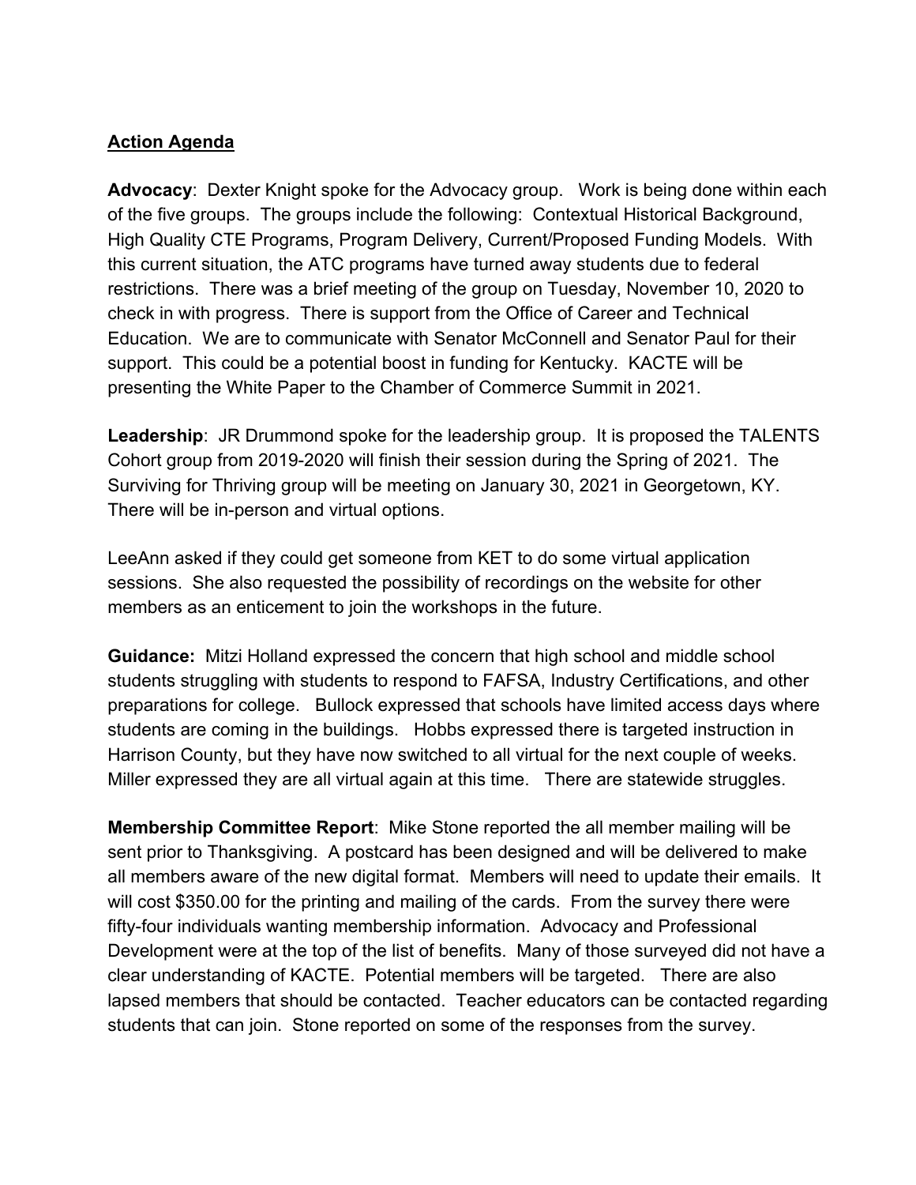**Action Agenda**

**Advocacy**: Dexter Knight spoke for the Advocacy group. Work is being done within each of the five groups. The groups include the following: Contextual Historical Background, High Quality CTE Programs, Program Delivery, Current/Proposed Funding Models. With this current situation, the ATC programs have turned away students due to federal restrictions. There was a brief meeting of the group on Tuesday, November 10, 2020 to check in with progress. There is support from the Office of Career and Technical Education. We are to communicate with Senator McConnell and Senator Paul for their support. This could be a potential boost in funding for Kentucky. KACTE will be presenting the White Paper to the Chamber of Commerce Summit in 2021.

**Leadership**: JR Drummond spoke for the leadership group. It is proposed the TALENTS Cohort group from 2019-2020 will finish their session during the Spring of 2021. The Surviving for Thriving group will be meeting on January 30, 2021 in Georgetown, KY. There will be in-person and virtual options.

LeeAnn asked if they could get someone from KET to do some virtual application sessions. She also requested the possibility of recordings on the website for other members as an enticement to join the workshops in the future.

**Guidance:** Mitzi Holland expressed the concern that high school and middle school students struggling with students to respond to FAFSA, Industry Certifications, and other preparations for college. Bullock expressed that schools have limited access days where students are coming in the buildings. Hobbs expressed there is targeted instruction in Harrison County, but they have now switched to all virtual for the next couple of weeks. Miller expressed they are all virtual again at this time. There are statewide struggles.

**Membership Committee Report**: Mike Stone reported the all member mailing will be sent prior to Thanksgiving. A postcard has been designed and will be delivered to make all members aware of the new digital format. Members will need to update their emails. It will cost $350.00 for the printing and mailing of the cards. From the survey there were fifty-four individuals wanting membership information. Advocacy and Professional Development were at the top of the list of benefits. Many of those surveyed did not have a clear understanding of KACTE. Potential members will be targeted. There are also lapsed members that should be contacted. Teacher educators can be contacted regarding students that can join. Stone reported on some of the responses from the survey.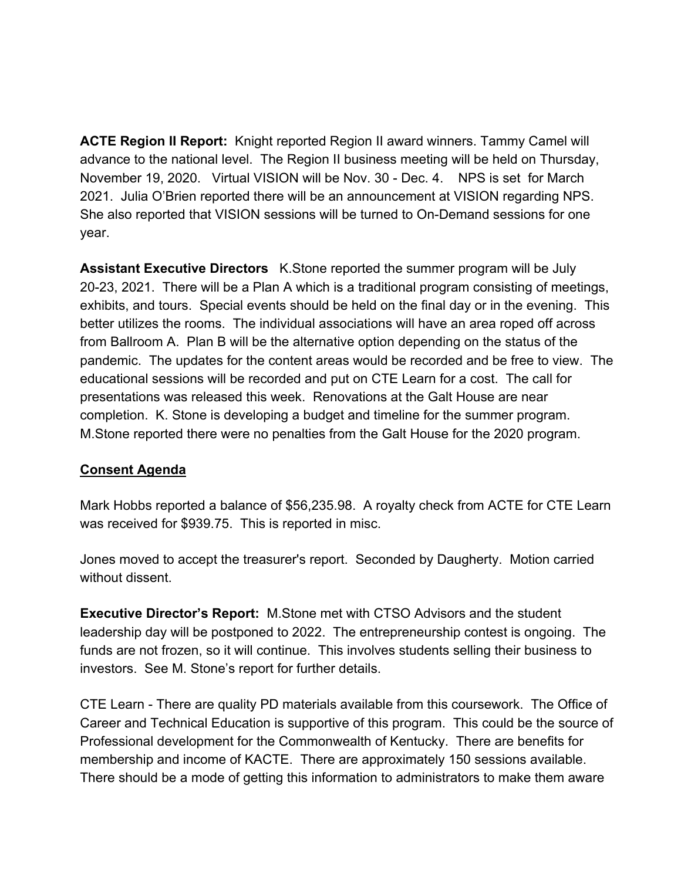**ACTE Region II Report:** Knight reported Region II award winners. Tammy Camel will advance to the national level. The Region II business meeting will be held on Thursday, November 19, 2020. Virtual VISION will be Nov. 30 - Dec. 4. NPS is set for March 2021. Julia O'Brien reported there will be an announcement at VISION regarding NPS. She also reported that VISION sessions will be turned to On-Demand sessions for one year.

**Assistant Executive Directors** K.Stone reported the summer program will be July 20-23, 2021. There will be a Plan A which is a traditional program consisting of meetings, exhibits, and tours. Special events should be held on the final day or in the evening. This better utilizes the rooms. The individual associations will have an area roped off across from Ballroom A. Plan B will be the alternative option depending on the status of the pandemic. The updates for the content areas would be recorded and be free to view. The educational sessions will be recorded and put on CTE Learn for a cost. The call for presentations was released this week. Renovations at the Galt House are near completion. K. Stone is developing a budget and timeline for the summer program. M.Stone reported there were no penalties from the Galt House for the 2020 program.

**Consent Agenda**

Mark Hobbs reported a balance of $56,235.98. A royalty check from ACTE for CTE Learn was received for $939.75. This is reported in misc.

Jones moved to accept the treasurer's report. Seconded by Daugherty. Motion carried without dissent.

**Executive Director's Report:** M.Stone met with CTSO Advisors and the student leadership day will be postponed to 2022. The entrepreneurship contest is ongoing. The funds are not frozen, so it will continue. This involves students selling their business to investors. See M. Stone's report for further details.

CTE Learn - There are quality PD materials available from this coursework. The Office of Career and Technical Education is supportive of this program. This could be the source of Professional development for the Commonwealth of Kentucky. There are benefits for membership and income of KACTE. There are approximately 150 sessions available. There should be a mode of getting this information to administrators to make them aware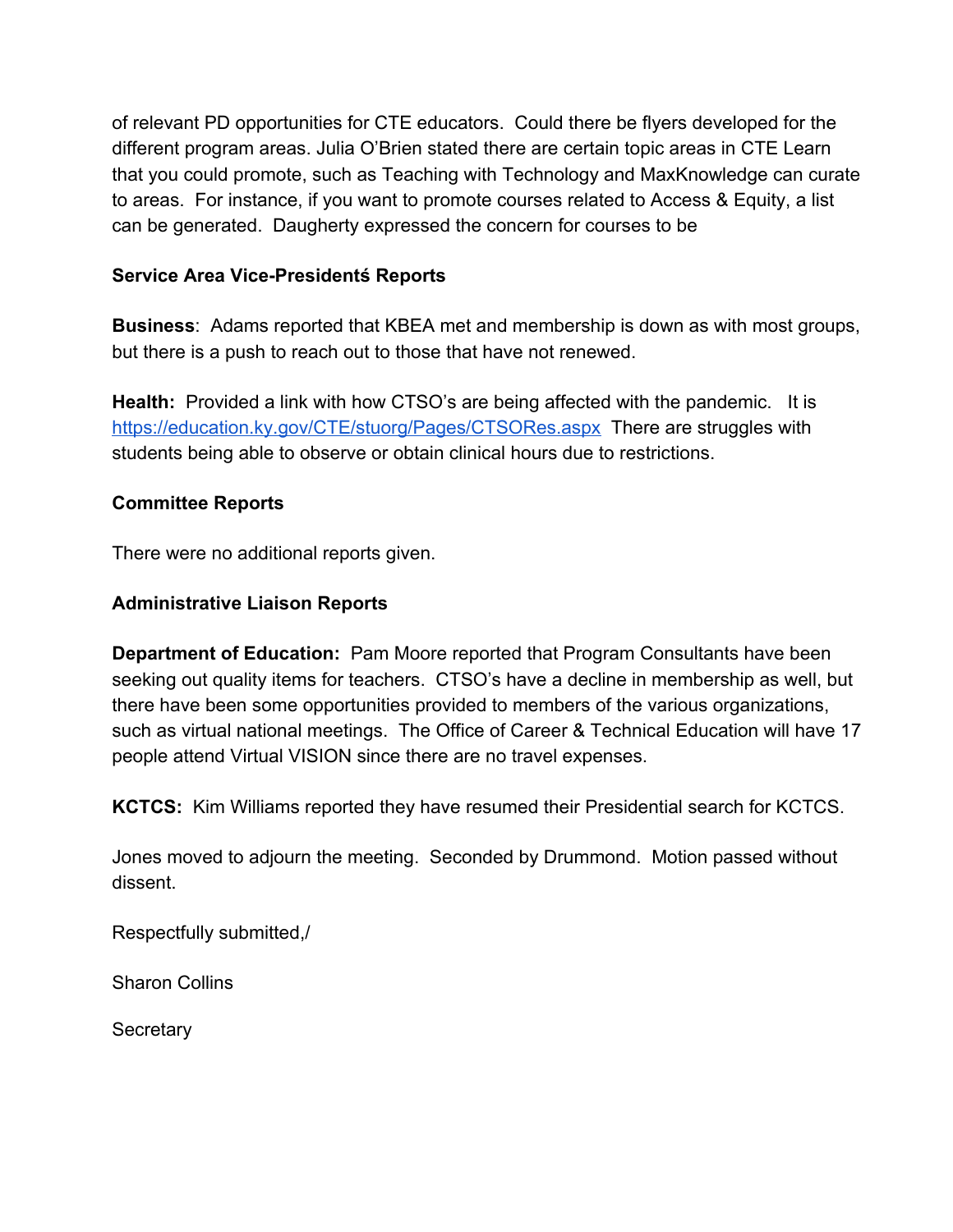of relevant PD opportunities for CTE educators. Could there be flyers developed for the different program areas. Julia O'Brien stated there are certain topic areas in CTE Learn that you could promote, such as Teaching with Technology and MaxKnowledge can curate to areas. For instance, if you want to promote courses related to Access & Equity, a list can be generated. Daugherty expressed the concern for courses to be

**Service Area Vice-Presidentś Reports**

**Business**: Adams reported that KBEA met and membership is down as with most groups, but there is a push to reach out to those that have not renewed.

**Health:** Provided a link with how CTSO's are being affected with the pandemic. It is https://education.ky.gov/CTE/stuorg/Pages/CTSORes.aspx There are struggles with students being able to observe or obtain clinical hours due to restrictions.

**Committee Reports**

There were no additional reports given.

**Administrative Liaison Reports**

**Department of Education:** Pam Moore reported that Program Consultants have been seeking out quality items for teachers. CTSO's have a decline in membership as well, but there have been some opportunities provided to members of the various organizations, such as virtual national meetings. The Office of Career & Technical Education will have 17 people attend Virtual VISION since there are no travel expenses.

**KCTCS:** Kim Williams reported they have resumed their Presidential search for KCTCS.

Jones moved to adjourn the meeting. Seconded by Drummond. Motion passed without dissent.

Respectfully submitted,/

Sharon Collins

Secretary